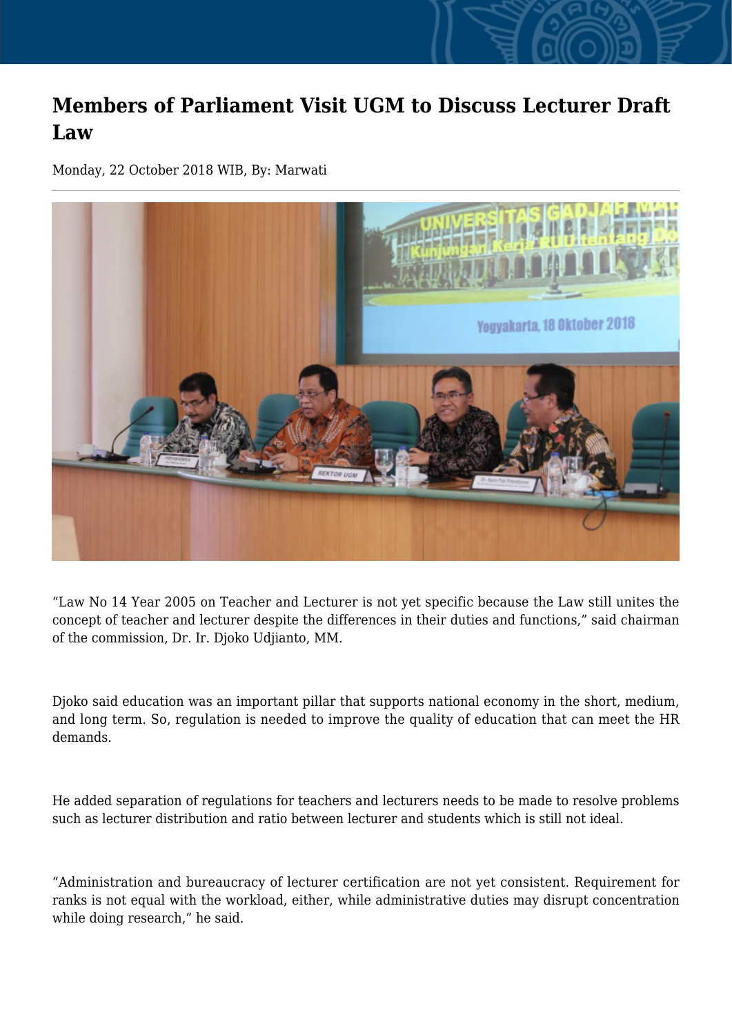# Members of Parliament Visit UGM to Discuss Lecturer Draft Law

Monday, 22 October 2018 WIB, By: Marwati

"Law No 14 Year 2005 on Teacher and Lecturer is not yet specific because the Law still unites the concept of teacher and lecturer despite the differences in their duties and functions," said chairman of the commission, Dr. Ir. Djoko Udjianto, MM.

Djoko said education was an important pillar that supports national economy in the short, medium, and long term. So, regulation is needed to improve the quality of education that can meet the HR demands.

He added separation of regulations for teachers and lecturers needs to be made to resolve problems such as lecturer distribution and ratio between lecturer and students which is still not ideal.

"Administration and bureaucracy of lecturer certification are not yet consistent. Requirement for ranks is not equal with the workload, either, while administrative duties may disrupt concentration while doing research," he said.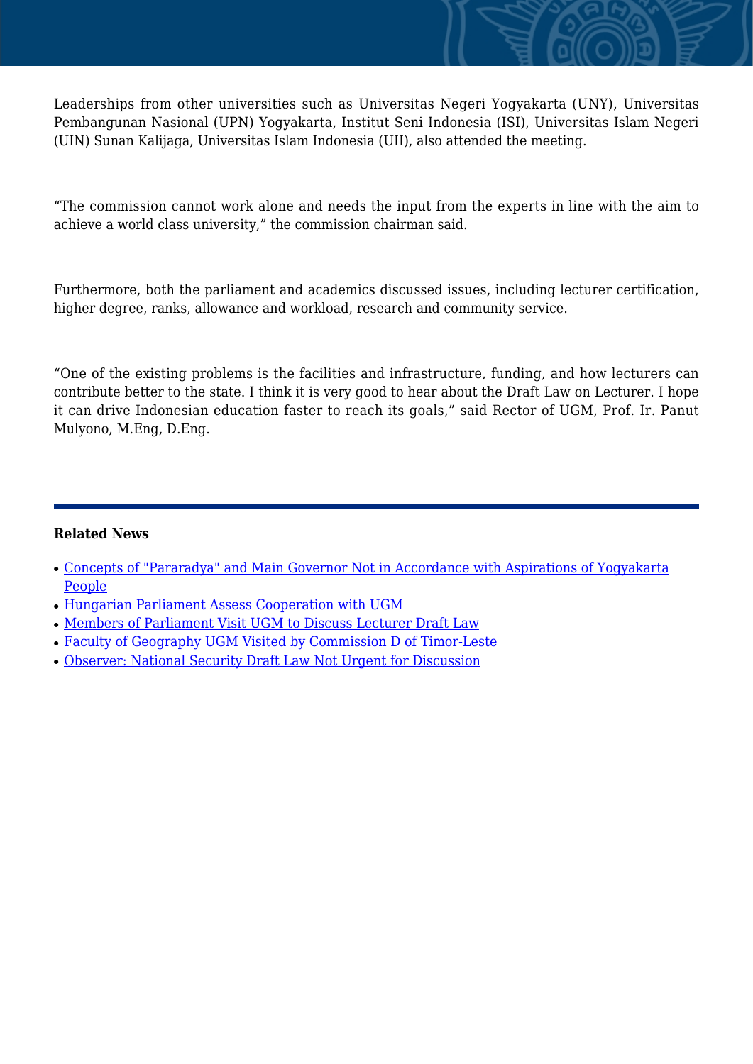Leaderships from other universities such as Universitas Negeri Yogyakarta (UNY), Universitas Pembangunan Nasional (UPN) Yogyakarta, Institut Seni Indonesia (ISI), Universitas Islam Negeri (UIN) Sunan Kalijaga, Universitas Islam Indonesia (UII), also attended the meeting.

“The commission cannot work alone and needs the input from the experts in line with the aim to achieve a world class university,” the commission chairman said.

Furthermore, both the parliament and academics discussed issues, including lecturer certification, higher degree, ranks, allowance and workload, research and community service.

“One of the existing problems is the facilities and infrastructure, funding, and how lecturers can contribute better to the state. I think it is very good to hear about the Draft Law on Lecturer. I hope it can drive Indonesian education faster to reach its goals,” said Rector of UGM, Prof. Ir. Panut Mulyono, M.Eng, D.Eng.

---

**Related News**

- Concepts of "Pararadya" and Main Governor Not in Accordance with Aspirations of Yogyakarta People
- Hungarian Parliament Assess Cooperation with UGM
- Members of Parliament Visit UGM to Discuss Lecturer Draft Law
- Faculty of Geography UGM Visited by Commission D of Timor-Leste
- Observer: National Security Draft Law Not Urgent for Discussion